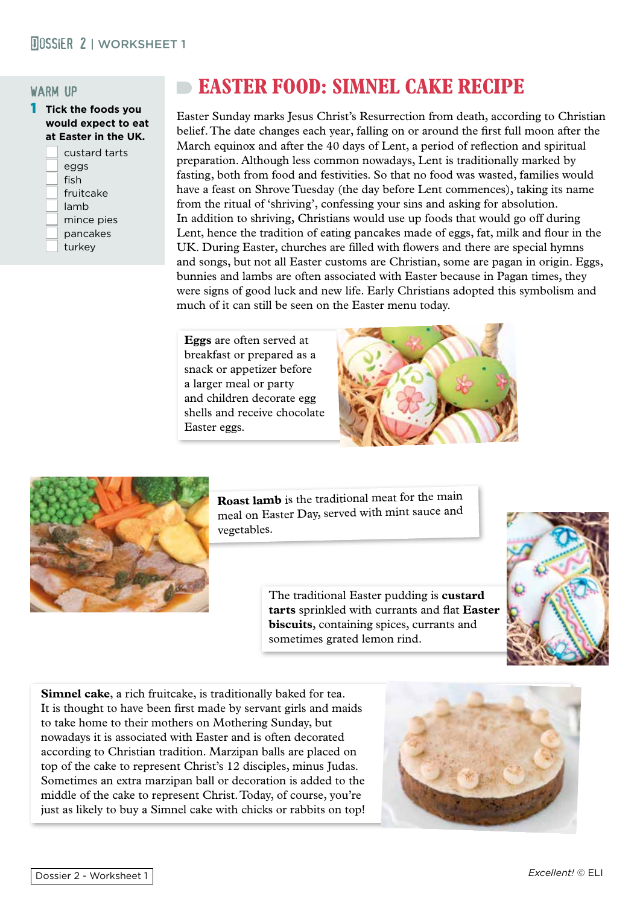## WARM UP

**1 Tick the foods you would expect to eat at Easter in the UK.**

- [ ] custard tarts
- [ ] eggs
- [ ] fish
- [ ] fruitcake
- [ ] lamb
- [ ] mince pies
- [ ] pancakes
- [ ] turkey

# EASTER FOOD: SIMNEL CAKE RECIPE

Easter Sunday marks Jesus Christ's Resurrection from death, according to Christian belief. The date changes each year, falling on or around the first full moon after the March equinox and after the 40 days of Lent, a period of reflection and spiritual preparation. Although less common nowadays, Lent is traditionally marked by fasting, both from food and festivities. So that no food was wasted, families would have a feast on Shrove Tuesday (the day before Lent commences), taking its name from the ritual of 'shriving', confessing your sins and asking for absolution.
In addition to shriving, Christians would use up foods that would go off during Lent, hence the tradition of eating pancakes made of eggs, fat, milk and flour in the UK. During Easter, churches are filled with flowers and there are special hymns and songs, but not all Easter customs are Christian, some are pagan in origin. Eggs, bunnies and lambs are often associated with Easter because in Pagan times, they were signs of good luck and new life. Early Christians adopted this symbolism and much of it can still be seen on the Easter menu today.

**Eggs** are often served at breakfast or prepared as a snack or appetizer before a larger meal or party and children decorate egg shells and receive chocolate Easter eggs.

**Roast lamb** is the traditional meat for the main meal on Easter Day, served with mint sauce and vegetables.

The traditional Easter pudding is **custard tarts** sprinkled with currants and flat **Easter biscuits**, containing spices, currants and sometimes grated lemon rind.

**Simnel cake**, a rich fruitcake, is traditionally baked for tea. It is thought to have been first made by servant girls and maids to take home to their mothers on Mothering Sunday, but nowadays it is associated with Easter and is often decorated according to Christian tradition. Marzipan balls are placed on top of the cake to represent Christ's 12 disciples, minus Judas. Sometimes an extra marzipan ball or decoration is added to the middle of the cake to represent Christ. Today, of course, you're just as likely to buy a Simnel cake with chicks or rabbits on top!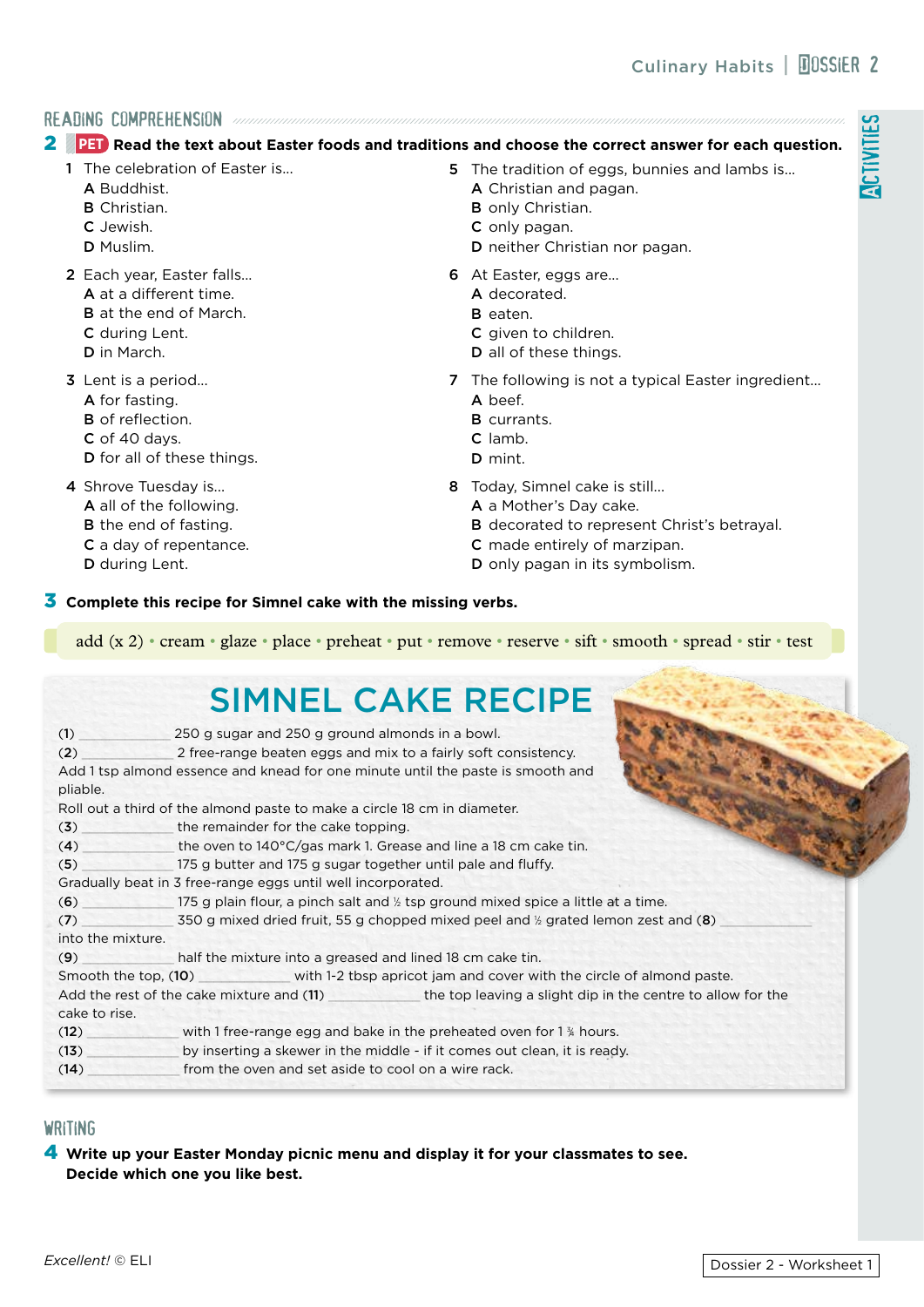## READING COMPREHENSION

**2** PET **Read the text about Easter foods and traditions and choose the correct answer for each question.**

1 The celebration of Easter is...
**A** Buddhist.
**B** Christian.
**C** Jewish.
**D** Muslim.

2 Each year, Easter falls...
**A** at a different time.
**B** at the end of March.
**C** during Lent.
**D** in March.

3 Lent is a period...
**A** for fasting.
**B** of reflection.
**C** of 40 days.
**D** for all of these things.

4 Shrove Tuesday is...
**A** all of the following.
**B** the end of fasting.
**C** a day of repentance.
**D** during Lent.

5 The tradition of eggs, bunnies and lambs is...
**A** Christian and pagan.
**B** only Christian.
**C** only pagan.
**D** neither Christian nor pagan.

6 At Easter, eggs are...
**A** decorated.
**B** eaten.
**C** given to children.
**D** all of these things.

7 The following is not a typical Easter ingredient...
**A** beef.
**B** currants.
**C** lamb.
**D** mint.

8 Today, Simnel cake is still...
**A** a Mother's Day cake.
**B** decorated to represent Christ's betrayal.
**C** made entirely of marzipan.
**D** only pagan in its symbolism.

**3** **Complete this recipe for Simnel cake with the missing verbs.**

add (x 2) • cream • glaze • place • preheat • put • remove • reserve • sift • smooth • spread • stir • test

## SIMNEL CAKE RECIPE

(1) ____________ 250 g sugar and 250 g ground almonds in a bowl.
(2) ____________ 2 free-range beaten eggs and mix to a fairly soft consistency.
Add 1 tsp almond essence and knead for one minute until the paste is smooth and pliable.
Roll out a third of the almond paste to make a circle 18 cm in diameter.
(3) ____________ the remainder for the cake topping.
(4) ____________ the oven to 140°C/gas mark 1. Grease and line a 18 cm cake tin.
(5) ____________ 175 g butter and 175 g sugar together until pale and fluffy.
Gradually beat in 3 free-range eggs until well incorporated.
(6) ____________ 175 g plain flour, a pinch salt and ½ tsp ground mixed spice a little at a time.
(7) ____________ 350 g mixed dried fruit, 55 g chopped mixed peel and ½ grated lemon zest and (8) ____________ into the mixture.
(9) ____________ half the mixture into a greased and lined 18 cm cake tin.
Smooth the top, (10) ____________ with 1-2 tbsp apricot jam and cover with the circle of almond paste.
Add the rest of the cake mixture and (11) ____________ the top leaving a slight dip in the centre to allow for the cake to rise.
(12) ____________ with 1 free-range egg and bake in the preheated oven for 1 ¾ hours.
(13) ____________ by inserting a skewer in the middle - if it comes out clean, it is ready.
(14) ____________ from the oven and set aside to cool on a wire rack.

## WRITING

**4** **Write up your Easter Monday picnic menu and display it for your classmates to see. Decide which one you like best.**